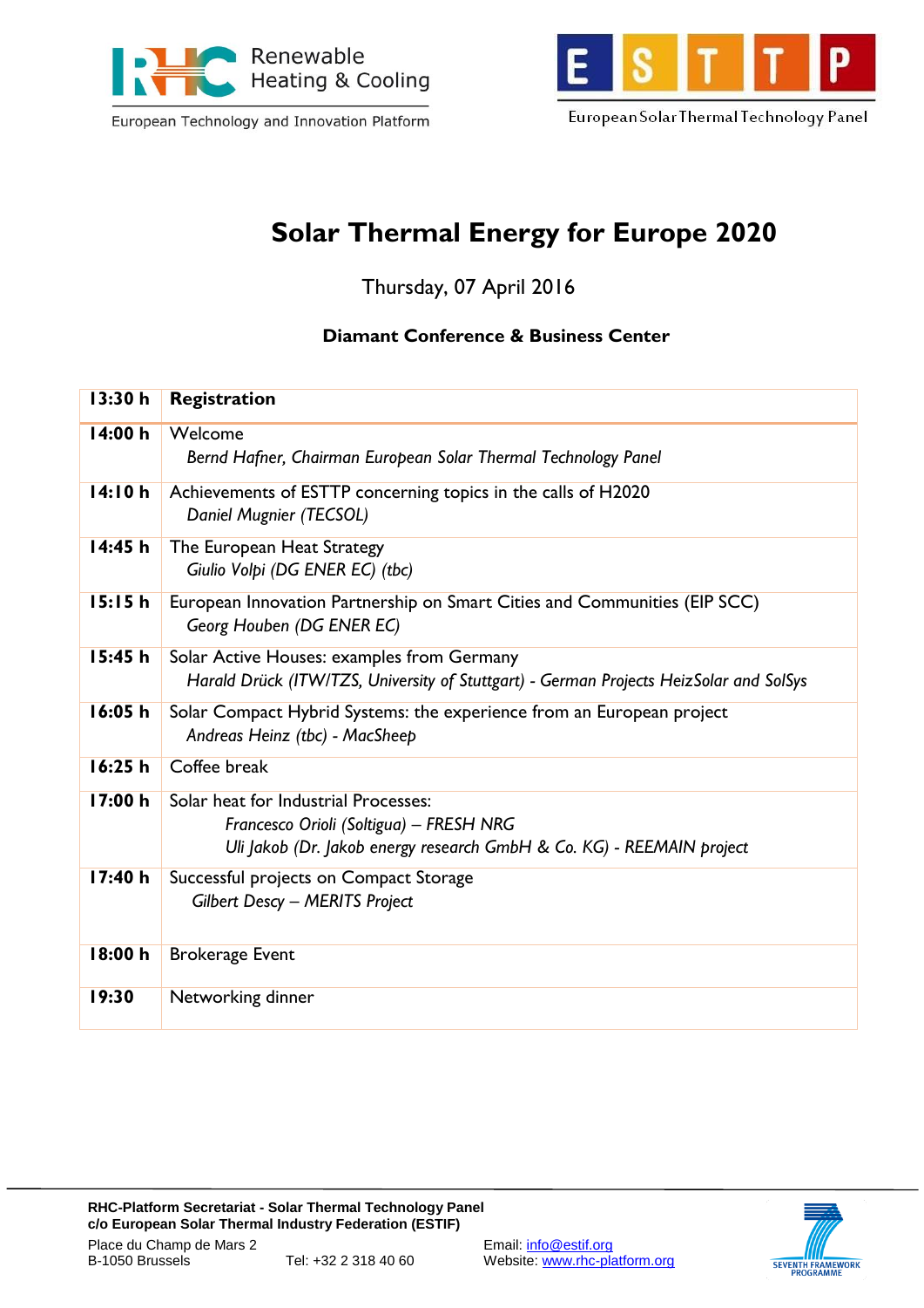Renewable Heating & Cooling

European Technology and Innovation Platform

ESTTP

European Solar Thermal Technology Panel

# Solar Thermal Energy for Europe 2020

Thursday, 07 April 2016

**Diamant Conference & Business Center**

| | |
|---|---|
| **13:30 h** | **Registration** |
| **14:00 h** | Welcome<br>*Bernd Hafner, Chairman European Solar Thermal Technology Panel* |
| **14:10 h** | Achievements of ESTTP concerning topics in the calls of H2020<br>*Daniel Mugnier (TECSOL)* |
| **14:45 h** | The European Heat Strategy<br>*Giulio Volpi (DG ENER EC) (tbc)* |
| **15:15 h** | European Innovation Partnership on Smart Cities and Communities (EIP SCC)<br>*Georg Houben (DG ENER EC)* |
| **15:45 h** | Solar Active Houses: examples from Germany<br>*Harald Drück (ITW/TZS, University of Stuttgart) - German Projects HeizSolar and SolSys* |
| **16:05 h** | Solar Compact Hybrid Systems: the experience from an European project<br>*Andreas Heinz (tbc) - MacSheep* |
| **16:25 h** | Coffee break |
| **17:00 h** | Solar heat for Industrial Processes:<br>*Francesco Orioli (Soltigua) – FRESH NRG*<br>*Uli Jakob (Dr. Jakob energy research GmbH & Co. KG) - REEMAIN project* |
| **17:40 h** | Successful projects on Compact Storage<br>*Gilbert Descy – MERITS Project* |
| **18:00 h** | Brokerage Event |
| **19:30** | Networking dinner |

**RHC-Platform Secretariat - Solar Thermal Technology Panel**
**c/o European Solar Thermal Industry Federation (ESTIF)**
Place du Champ de Mars 2
B-1050 Brussels
Tel: +32 2 318 40 60
Email: info@estif.org
Website: www.rhc-platform.org

SEVENTH FRAMEWORK PROGRAMME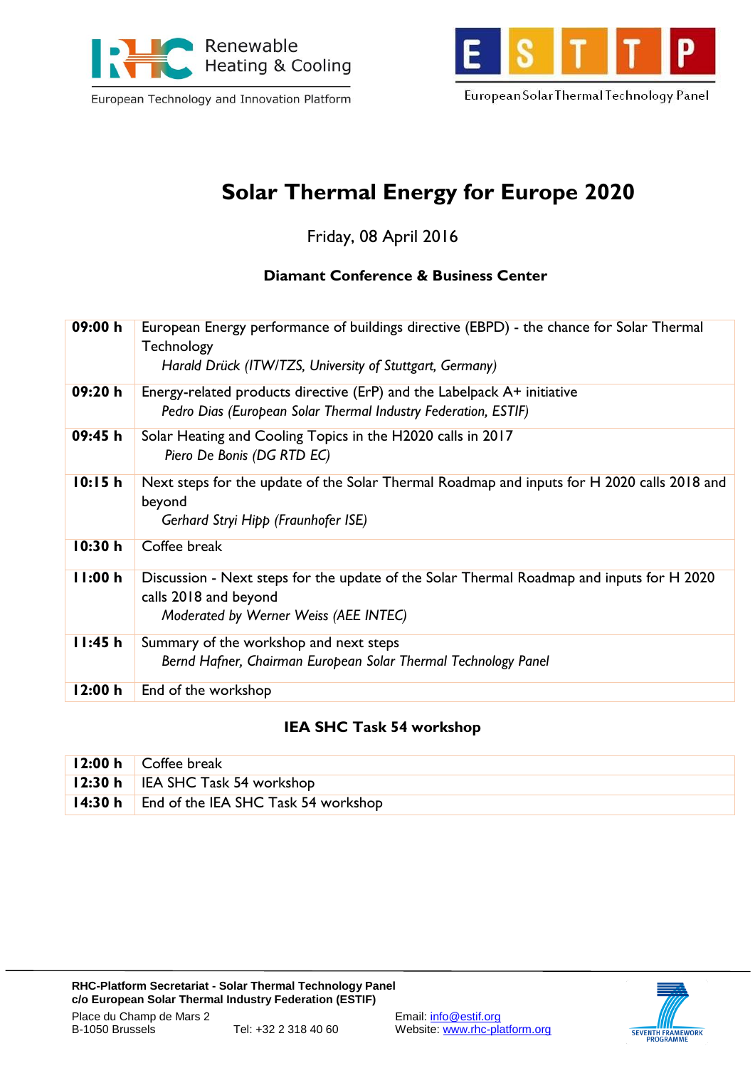Renewable Heating & Cooling

European Technology and Innovation Platform

European Solar Thermal Technology Panel

# Solar Thermal Energy for Europe 2020

Friday, 08 April 2016

**Diamant Conference & Business Center**

| | |
|---|---|
| **09:00 h** | European Energy performance of buildings directive (EBPD) - the chance for Solar Thermal Technology<br>*Harald Drück (ITW/TZS, University of Stuttgart, Germany)* |
| **09:20 h** | Energy-related products directive (ErP) and the Labelpack A+ initiative<br>*Pedro Dias (European Solar Thermal Industry Federation, ESTIF)* |
| **09:45 h** | Solar Heating and Cooling Topics in the H2020 calls in 2017<br>*Piero De Bonis (DG RTD EC)* |
| **10:15 h** | Next steps for the update of the Solar Thermal Roadmap and inputs for H 2020 calls 2018 and beyond<br>*Gerhard Stryi Hipp (Fraunhofer ISE)* |
| **10:30 h** | Coffee break |
| **11:00 h** | Discussion - Next steps for the update of the Solar Thermal Roadmap and inputs for H 2020 calls 2018 and beyond<br>*Moderated by Werner Weiss (AEE INTEC)* |
| **11:45 h** | Summary of the workshop and next steps<br>*Bernd Hafner, Chairman European Solar Thermal Technology Panel* |
| **12:00 h** | End of the workshop |

**IEA SHC Task 54 workshop**

| | |
|---|---|
| **12:00 h** | Coffee break |
| **12:30 h** | IEA SHC Task 54 workshop |
| **14:30 h** | End of the IEA SHC Task 54 workshop |

**RHC-Platform Secretariat - Solar Thermal Technology Panel**
**c/o European Solar Thermal Industry Federation (ESTIF)**

Place du Champ de Mars 2
B-1050 Brussels

Tel: +32 2 318 40 60

Email: info@estif.org
Website: www.rhc-platform.org

SEVENTH FRAMEWORK PROGRAMME